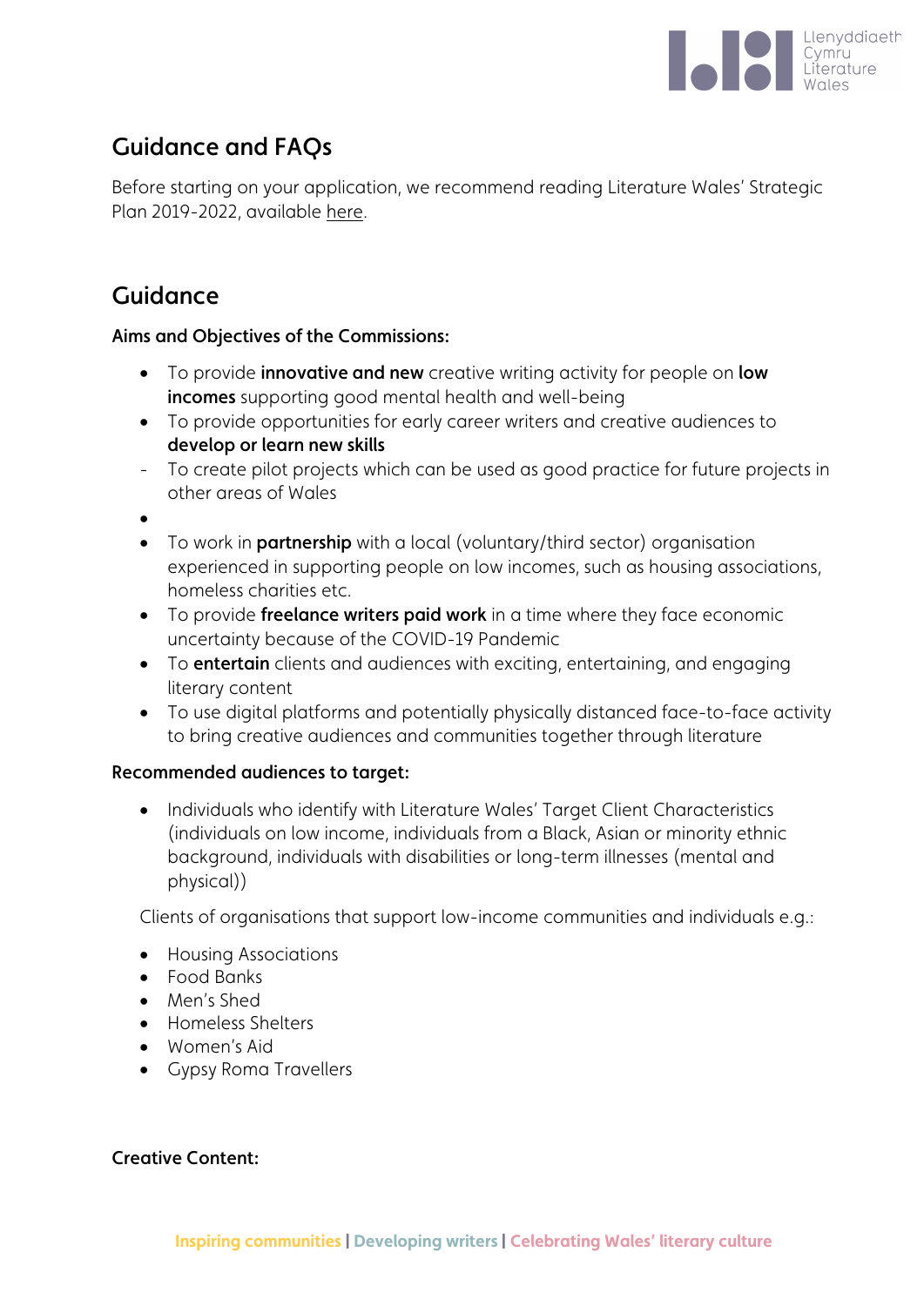## Guidance and FAQs

Before starting on your application, we recommend reading Literature Wales' Strategic Plan 2019-2022, available here.

## Guidance

**Aims and Objectives of the Commissions:**

- To provide **innovative and new** creative writing activity for people on **low incomes** supporting good mental health and well-being
- To provide opportunities for early career writers and creative audiences to **develop or learn new skills**
- To create pilot projects which can be used as good practice for future projects in other areas of Wales
- To work in **partnership** with a local (voluntary/third sector) organisation experienced in supporting people on low incomes, such as housing associations, homeless charities etc.
- To provide **freelance writers paid work** in a time where they face economic uncertainty because of the COVID-19 Pandemic
- To **entertain** clients and audiences with exciting, entertaining, and engaging literary content
- To use digital platforms and potentially physically distanced face-to-face activity to bring creative audiences and communities together through literature

**Recommended audiences to target:**

- Individuals who identify with Literature Wales' Target Client Characteristics (individuals on low income, individuals from a Black, Asian or minority ethnic background, individuals with disabilities or long-term illnesses (mental and physical))

Clients of organisations that support low-income communities and individuals e.g.:

- Housing Associations
- Food Banks
- Men's Shed
- Homeless Shelters
- Women's Aid
- Gypsy Roma Travellers

**Creative Content:**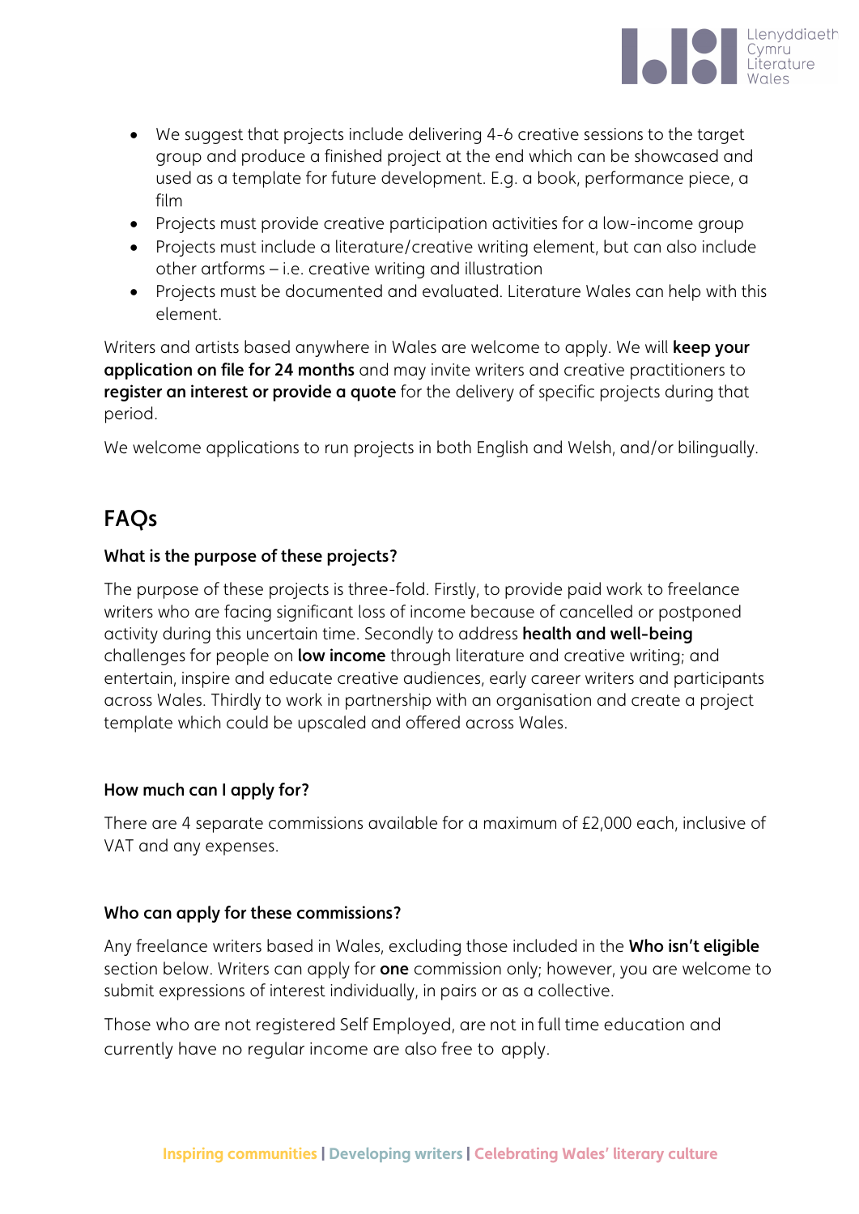- We suggest that projects include delivering 4-6 creative sessions to the target group and produce a finished project at the end which can be showcased and used as a template for future development. E.g. a book, performance piece, a film
- Projects must provide creative participation activities for a low-income group
- Projects must include a literature/creative writing element, but can also include other artforms – i.e. creative writing and illustration
- Projects must be documented and evaluated. Literature Wales can help with this element.

Writers and artists based anywhere in Wales are welcome to apply. We will **keep your application on file for 24 months** and may invite writers and creative practitioners to **register an interest or provide a quote** for the delivery of specific projects during that period.

We welcome applications to run projects in both English and Welsh, and/or bilingually.

## FAQs

### What is the purpose of these projects?

The purpose of these projects is three-fold. Firstly, to provide paid work to freelance writers who are facing significant loss of income because of cancelled or postponed activity during this uncertain time. Secondly to address **health and well-being** challenges for people on **low income** through literature and creative writing; and entertain, inspire and educate creative audiences, early career writers and participants across Wales. Thirdly to work in partnership with an organisation and create a project template which could be upscaled and offered across Wales.

### How much can I apply for?

There are 4 separate commissions available for a maximum of £2,000 each, inclusive of VAT and any expenses.

### Who can apply for these commissions?

Any freelance writers based in Wales, excluding those included in the **Who isn't eligible** section below. Writers can apply for **one** commission only; however, you are welcome to submit expressions of interest individually, in pairs or as a collective.

Those who are not registered Self Employed, are not in full time education and currently have no regular income are also free to apply.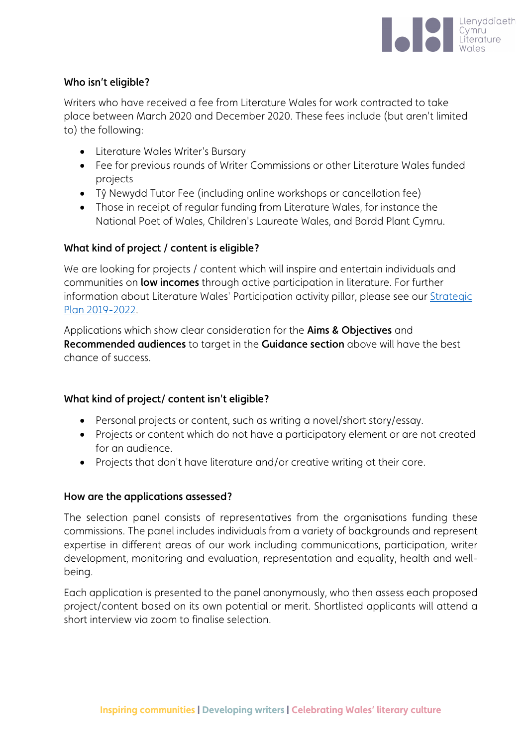### Who isn't eligible?

Writers who have received a fee from Literature Wales for work contracted to take place between March 2020 and December 2020. These fees include (but aren't limited to) the following:

- Literature Wales Writer's Bursary
- Fee for previous rounds of Writer Commissions or other Literature Wales funded projects
- Tŷ Newydd Tutor Fee (including online workshops or cancellation fee)
- Those in receipt of regular funding from Literature Wales, for instance the National Poet of Wales, Children's Laureate Wales, and Bardd Plant Cymru.

### What kind of project / content is eligible?

We are looking for projects / content which will inspire and entertain individuals and communities on **low incomes** through active participation in literature. For further information about Literature Wales' Participation activity pillar, please see our [Strategic Plan 2019-2022](#).

Applications which show clear consideration for the **Aims & Objectives** and **Recommended audiences** to target in the **Guidance section** above will have the best chance of success.

### What kind of project/ content isn't eligible?

- Personal projects or content, such as writing a novel/short story/essay.
- Projects or content which do not have a participatory element or are not created for an audience.
- Projects that don't have literature and/or creative writing at their core.

### How are the applications assessed?

The selection panel consists of representatives from the organisations funding these commissions. The panel includes individuals from a variety of backgrounds and represent expertise in different areas of our work including communications, participation, writer development, monitoring and evaluation, representation and equality, health and well-being.

Each application is presented to the panel anonymously, who then assess each proposed project/content based on its own potential or merit. Shortlisted applicants will attend a short interview via zoom to finalise selection.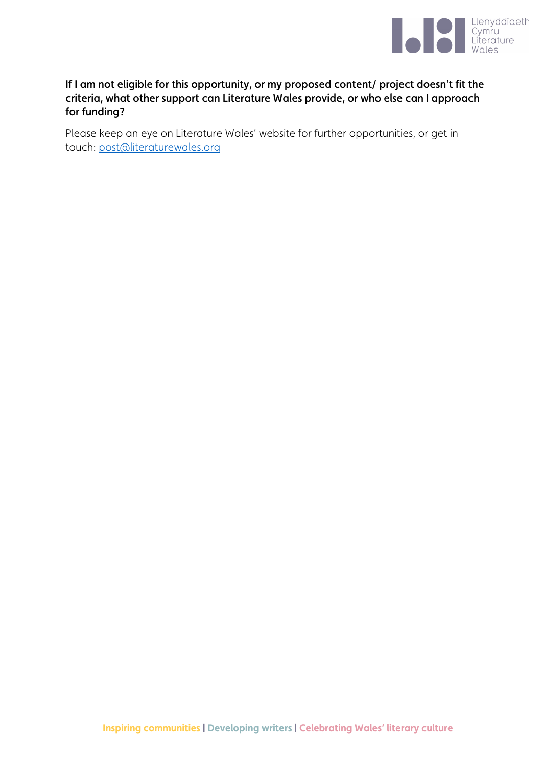**If I am not eligible for this opportunity, or my proposed content/ project doesn't fit the criteria, what other support can Literature Wales provide, or who else can I approach for funding?**

Please keep an eye on Literature Wales' website for further opportunities, or get in touch: post@literaturewales.org